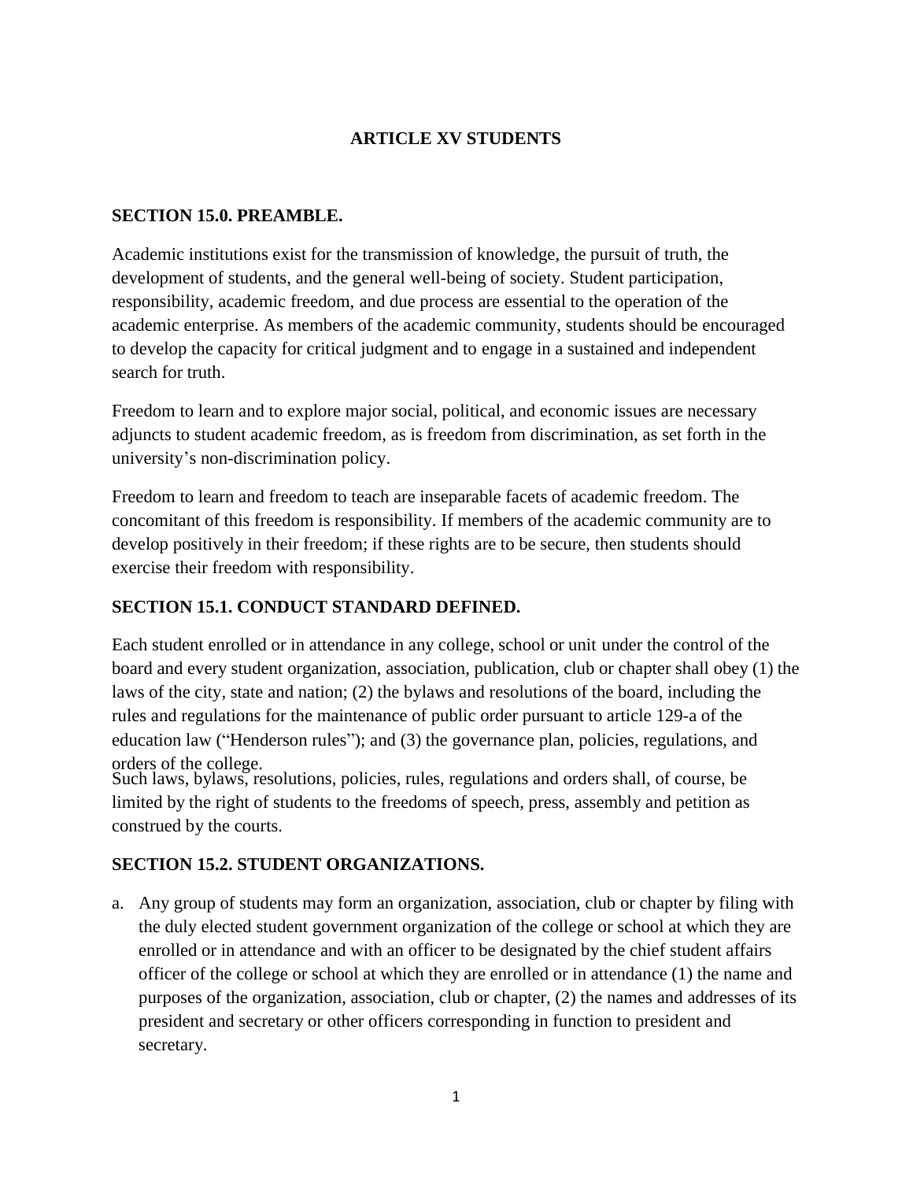# ARTICLE XV STUDENTS

## SECTION 15.0. PREAMBLE.

Academic institutions exist for the transmission of knowledge, the pursuit of truth, the development of students, and the general well-being of society. Student participation, responsibility, academic freedom, and due process are essential to the operation of the academic enterprise. As members of the academic community, students should be encouraged to develop the capacity for critical judgment and to engage in a sustained and independent search for truth.

Freedom to learn and to explore major social, political, and economic issues are necessary adjuncts to student academic freedom, as is freedom from discrimination, as set forth in the university's non-discrimination policy.

Freedom to learn and freedom to teach are inseparable facets of academic freedom. The concomitant of this freedom is responsibility. If members of the academic community are to develop positively in their freedom; if these rights are to be secure, then students should exercise their freedom with responsibility.

## SECTION 15.1. CONDUCT STANDARD DEFINED.

Each student enrolled or in attendance in any college, school or unit under the control of the board and every student organization, association, publication, club or chapter shall obey (1) the laws of the city, state and nation; (2) the bylaws and resolutions of the board, including the rules and regulations for the maintenance of public order pursuant to article 129-a of the education law ("Henderson rules"); and (3) the governance plan, policies, regulations, and orders of the college.

Such laws, bylaws, resolutions, policies, rules, regulations and orders shall, of course, be limited by the right of students to the freedoms of speech, press, assembly and petition as construed by the courts.

## SECTION 15.2. STUDENT ORGANIZATIONS.

a. Any group of students may form an organization, association, club or chapter by filing with the duly elected student government organization of the college or school at which they are enrolled or in attendance and with an officer to be designated by the chief student affairs officer of the college or school at which they are enrolled or in attendance (1) the name and purposes of the organization, association, club or chapter, (2) the names and addresses of its president and secretary or other officers corresponding in function to president and secretary.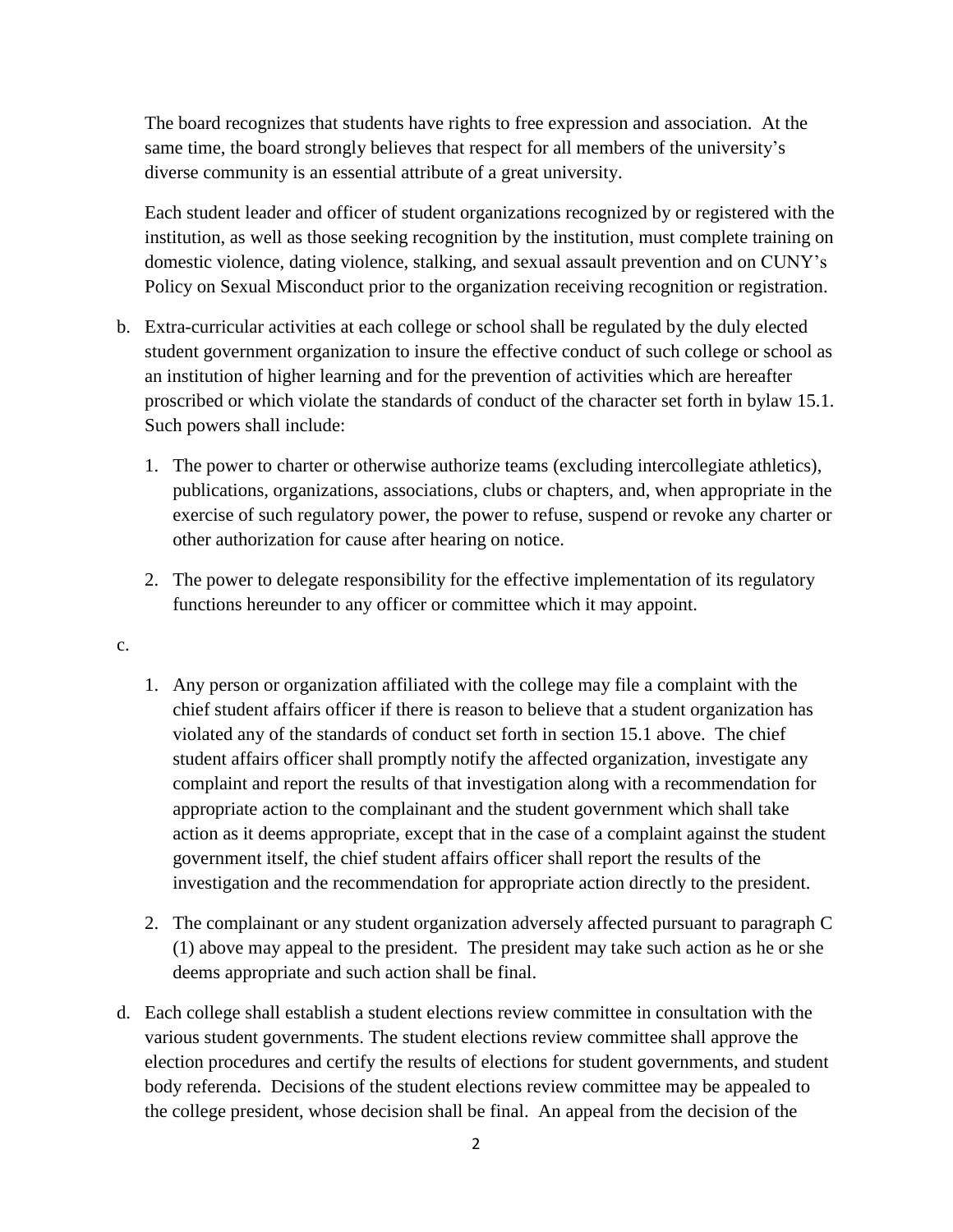The board recognizes that students have rights to free expression and association. At the same time, the board strongly believes that respect for all members of the university's diverse community is an essential attribute of a great university.

Each student leader and officer of student organizations recognized by or registered with the institution, as well as those seeking recognition by the institution, must complete training on domestic violence, dating violence, stalking, and sexual assault prevention and on CUNY's Policy on Sexual Misconduct prior to the organization receiving recognition or registration.

b. Extra-curricular activities at each college or school shall be regulated by the duly elected student government organization to insure the effective conduct of such college or school as an institution of higher learning and for the prevention of activities which are hereafter proscribed or which violate the standards of conduct of the character set forth in bylaw 15.1. Such powers shall include:

   1. The power to charter or otherwise authorize teams (excluding intercollegiate athletics), publications, organizations, associations, clubs or chapters, and, when appropriate in the exercise of such regulatory power, the power to refuse, suspend or revoke any charter or other authorization for cause after hearing on notice.

   2. The power to delegate responsibility for the effective implementation of its regulatory functions hereunder to any officer or committee which it may appoint.

c.

   1. Any person or organization affiliated with the college may file a complaint with the chief student affairs officer if there is reason to believe that a student organization has violated any of the standards of conduct set forth in section 15.1 above. The chief student affairs officer shall promptly notify the affected organization, investigate any complaint and report the results of that investigation along with a recommendation for appropriate action to the complainant and the student government which shall take action as it deems appropriate, except that in the case of a complaint against the student government itself, the chief student affairs officer shall report the results of the investigation and the recommendation for appropriate action directly to the president.

   2. The complainant or any student organization adversely affected pursuant to paragraph C (1) above may appeal to the president. The president may take such action as he or she deems appropriate and such action shall be final.

d. Each college shall establish a student elections review committee in consultation with the various student governments. The student elections review committee shall approve the election procedures and certify the results of elections for student governments, and student body referenda. Decisions of the student elections review committee may be appealed to the college president, whose decision shall be final. An appeal from the decision of the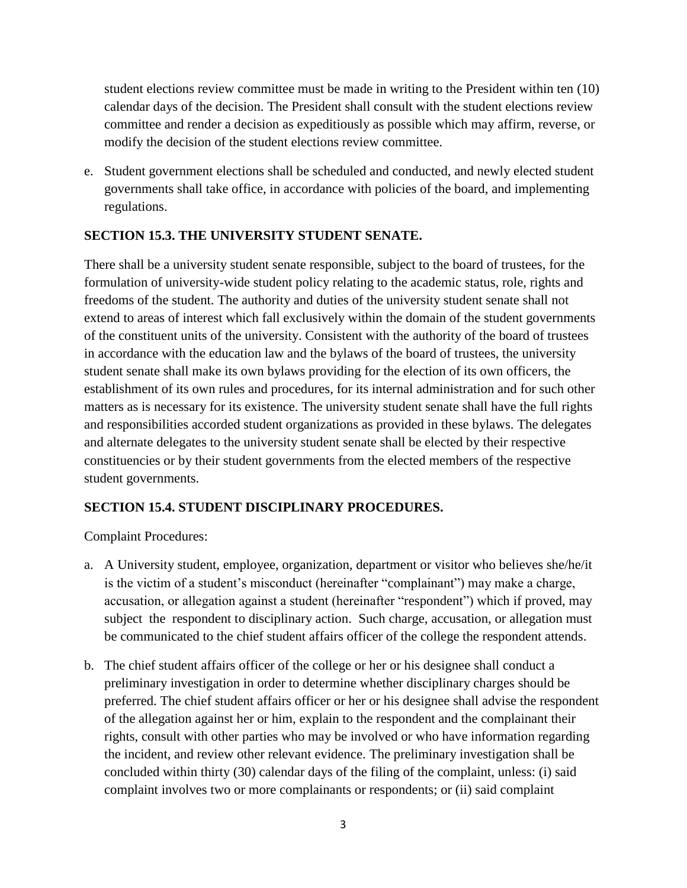student elections review committee must be made in writing to the President within ten (10) calendar days of the decision. The President shall consult with the student elections review committee and render a decision as expeditiously as possible which may affirm, reverse, or modify the decision of the student elections review committee.

e. Student government elections shall be scheduled and conducted, and newly elected student governments shall take office, in accordance with policies of the board, and implementing regulations.

## SECTION 15.3. THE UNIVERSITY STUDENT SENATE.

There shall be a university student senate responsible, subject to the board of trustees, for the formulation of university-wide student policy relating to the academic status, role, rights and freedoms of the student. The authority and duties of the university student senate shall not extend to areas of interest which fall exclusively within the domain of the student governments of the constituent units of the university. Consistent with the authority of the board of trustees in accordance with the education law and the bylaws of the board of trustees, the university student senate shall make its own bylaws providing for the election of its own officers, the establishment of its own rules and procedures, for its internal administration and for such other matters as is necessary for its existence. The university student senate shall have the full rights and responsibilities accorded student organizations as provided in these bylaws. The delegates and alternate delegates to the university student senate shall be elected by their respective constituencies or by their student governments from the elected members of the respective student governments.

## SECTION 15.4. STUDENT DISCIPLINARY PROCEDURES.

Complaint Procedures:

a. A University student, employee, organization, department or visitor who believes she/he/it is the victim of a student's misconduct (hereinafter "complainant") may make a charge, accusation, or allegation against a student (hereinafter "respondent") which if proved, may subject the respondent to disciplinary action. Such charge, accusation, or allegation must be communicated to the chief student affairs officer of the college the respondent attends.

b. The chief student affairs officer of the college or her or his designee shall conduct a preliminary investigation in order to determine whether disciplinary charges should be preferred. The chief student affairs officer or her or his designee shall advise the respondent of the allegation against her or him, explain to the respondent and the complainant their rights, consult with other parties who may be involved or who have information regarding the incident, and review other relevant evidence. The preliminary investigation shall be concluded within thirty (30) calendar days of the filing of the complaint, unless: (i) said complaint involves two or more complainants or respondents; or (ii) said complaint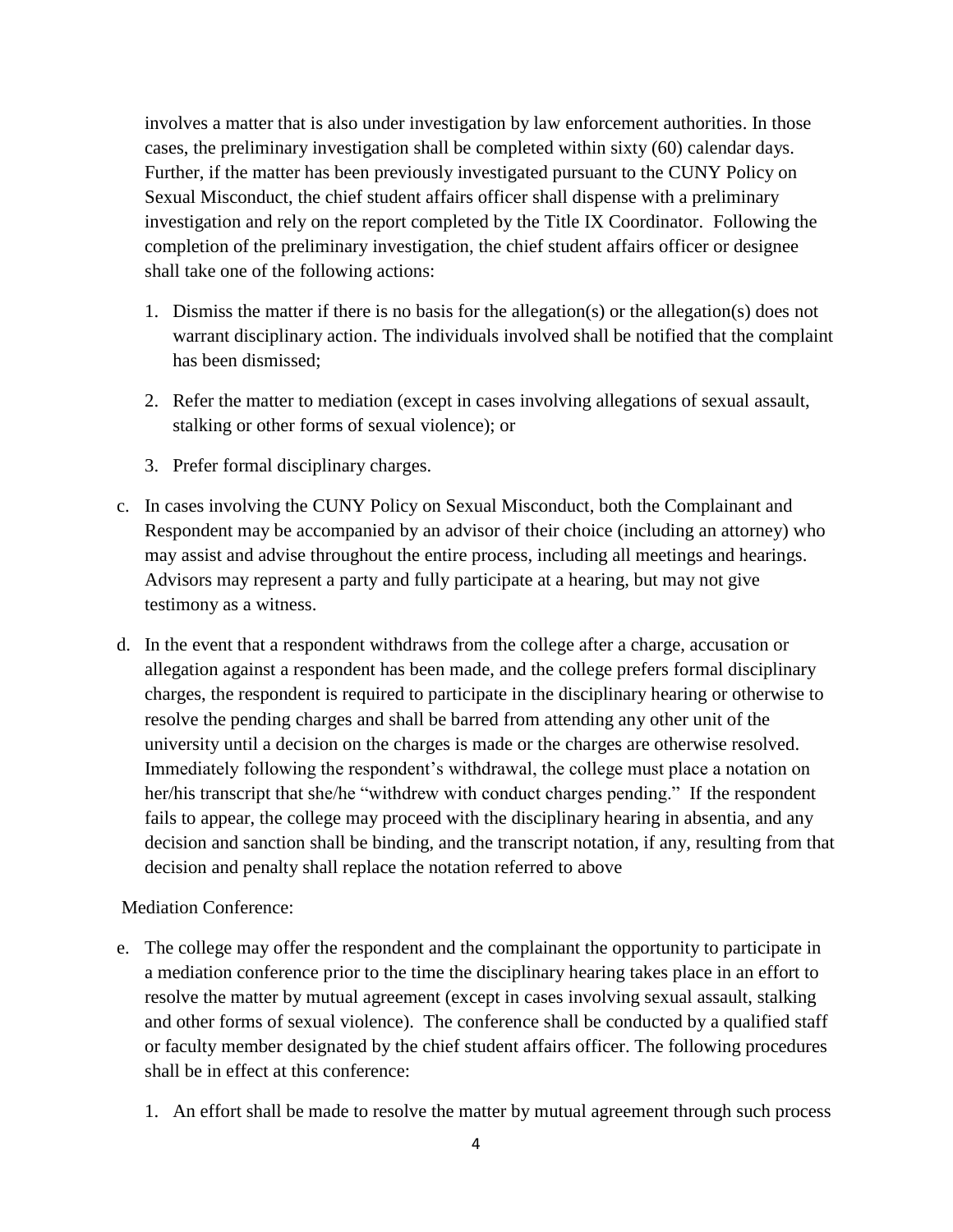involves a matter that is also under investigation by law enforcement authorities. In those cases, the preliminary investigation shall be completed within sixty (60) calendar days. Further, if the matter has been previously investigated pursuant to the CUNY Policy on Sexual Misconduct, the chief student affairs officer shall dispense with a preliminary investigation and rely on the report completed by the Title IX Coordinator. Following the completion of the preliminary investigation, the chief student affairs officer or designee shall take one of the following actions:

1. Dismiss the matter if there is no basis for the allegation(s) or the allegation(s) does not warrant disciplinary action. The individuals involved shall be notified that the complaint has been dismissed;

2. Refer the matter to mediation (except in cases involving allegations of sexual assault, stalking or other forms of sexual violence); or

3. Prefer formal disciplinary charges.

c. In cases involving the CUNY Policy on Sexual Misconduct, both the Complainant and Respondent may be accompanied by an advisor of their choice (including an attorney) who may assist and advise throughout the entire process, including all meetings and hearings. Advisors may represent a party and fully participate at a hearing, but may not give testimony as a witness.

d. In the event that a respondent withdraws from the college after a charge, accusation or allegation against a respondent has been made, and the college prefers formal disciplinary charges, the respondent is required to participate in the disciplinary hearing or otherwise to resolve the pending charges and shall be barred from attending any other unit of the university until a decision on the charges is made or the charges are otherwise resolved. Immediately following the respondent's withdrawal, the college must place a notation on her/his transcript that she/he "withdrew with conduct charges pending." If the respondent fails to appear, the college may proceed with the disciplinary hearing in absentia, and any decision and sanction shall be binding, and the transcript notation, if any, resulting from that decision and penalty shall replace the notation referred to above

Mediation Conference:

e. The college may offer the respondent and the complainant the opportunity to participate in a mediation conference prior to the time the disciplinary hearing takes place in an effort to resolve the matter by mutual agreement (except in cases involving sexual assault, stalking and other forms of sexual violence). The conference shall be conducted by a qualified staff or faculty member designated by the chief student affairs officer. The following procedures shall be in effect at this conference:

   1. An effort shall be made to resolve the matter by mutual agreement through such process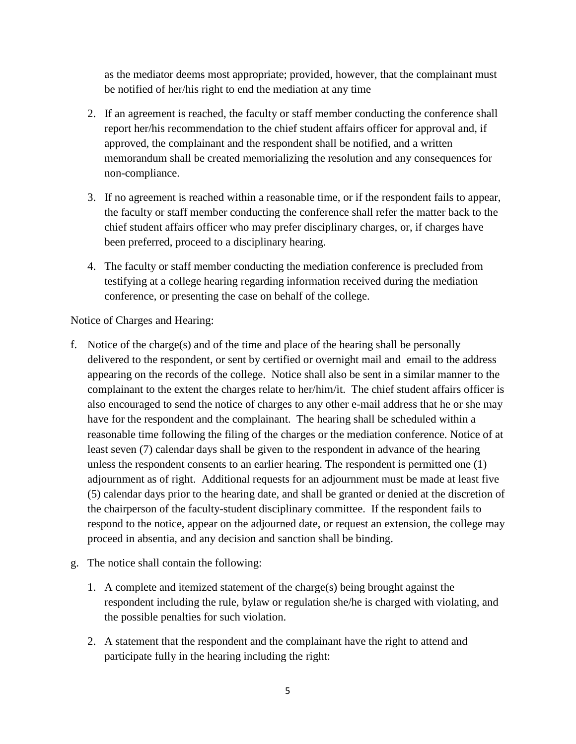as the mediator deems most appropriate; provided, however, that the complainant must be notified of her/his right to end the mediation at any time

2. If an agreement is reached, the faculty or staff member conducting the conference shall report her/his recommendation to the chief student affairs officer for approval and, if approved, the complainant and the respondent shall be notified, and a written memorandum shall be created memorializing the resolution and any consequences for non-compliance.

3. If no agreement is reached within a reasonable time, or if the respondent fails to appear, the faculty or staff member conducting the conference shall refer the matter back to the chief student affairs officer who may prefer disciplinary charges, or, if charges have been preferred, proceed to a disciplinary hearing.

4. The faculty or staff member conducting the mediation conference is precluded from testifying at a college hearing regarding information received during the mediation conference, or presenting the case on behalf of the college.

Notice of Charges and Hearing:

f. Notice of the charge(s) and of the time and place of the hearing shall be personally delivered to the respondent, or sent by certified or overnight mail and email to the address appearing on the records of the college. Notice shall also be sent in a similar manner to the complainant to the extent the charges relate to her/him/it. The chief student affairs officer is also encouraged to send the notice of charges to any other e-mail address that he or she may have for the respondent and the complainant. The hearing shall be scheduled within a reasonable time following the filing of the charges or the mediation conference. Notice of at least seven (7) calendar days shall be given to the respondent in advance of the hearing unless the respondent consents to an earlier hearing. The respondent is permitted one (1) adjournment as of right. Additional requests for an adjournment must be made at least five (5) calendar days prior to the hearing date, and shall be granted or denied at the discretion of the chairperson of the faculty-student disciplinary committee. If the respondent fails to respond to the notice, appear on the adjourned date, or request an extension, the college may proceed in absentia, and any decision and sanction shall be binding.

g. The notice shall contain the following:

   1. A complete and itemized statement of the charge(s) being brought against the respondent including the rule, bylaw or regulation she/he is charged with violating, and the possible penalties for such violation.

   2. A statement that the respondent and the complainant have the right to attend and participate fully in the hearing including the right: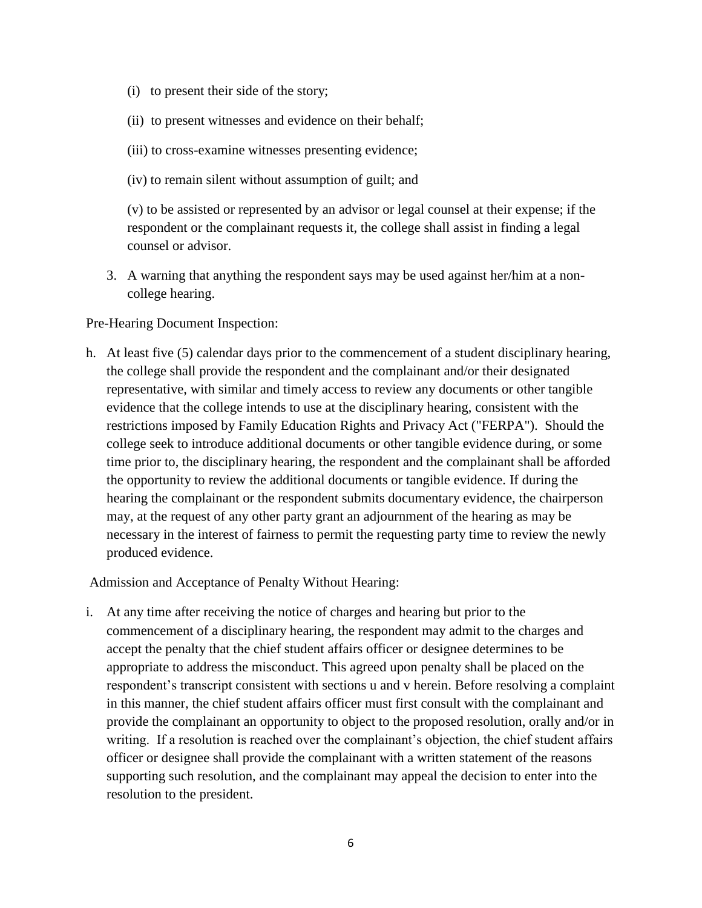(i) to present their side of the story;

(ii) to present witnesses and evidence on their behalf;

(iii) to cross-examine witnesses presenting evidence;

(iv) to remain silent without assumption of guilt; and

(v) to be assisted or represented by an advisor or legal counsel at their expense; if the respondent or the complainant requests it, the college shall assist in finding a legal counsel or advisor.

3. A warning that anything the respondent says may be used against her/him at a non-college hearing.

Pre-Hearing Document Inspection:

h. At least five (5) calendar days prior to the commencement of a student disciplinary hearing, the college shall provide the respondent and the complainant and/or their designated representative, with similar and timely access to review any documents or other tangible evidence that the college intends to use at the disciplinary hearing, consistent with the restrictions imposed by Family Education Rights and Privacy Act ("FERPA"). Should the college seek to introduce additional documents or other tangible evidence during, or some time prior to, the disciplinary hearing, the respondent and the complainant shall be afforded the opportunity to review the additional documents or tangible evidence. If during the hearing the complainant or the respondent submits documentary evidence, the chairperson may, at the request of any other party grant an adjournment of the hearing as may be necessary in the interest of fairness to permit the requesting party time to review the newly produced evidence.

Admission and Acceptance of Penalty Without Hearing:

i. At any time after receiving the notice of charges and hearing but prior to the commencement of a disciplinary hearing, the respondent may admit to the charges and accept the penalty that the chief student affairs officer or designee determines to be appropriate to address the misconduct. This agreed upon penalty shall be placed on the respondent's transcript consistent with sections u and v herein. Before resolving a complaint in this manner, the chief student affairs officer must first consult with the complainant and provide the complainant an opportunity to object to the proposed resolution, orally and/or in writing. If a resolution is reached over the complainant's objection, the chief student affairs officer or designee shall provide the complainant with a written statement of the reasons supporting such resolution, and the complainant may appeal the decision to enter into the resolution to the president.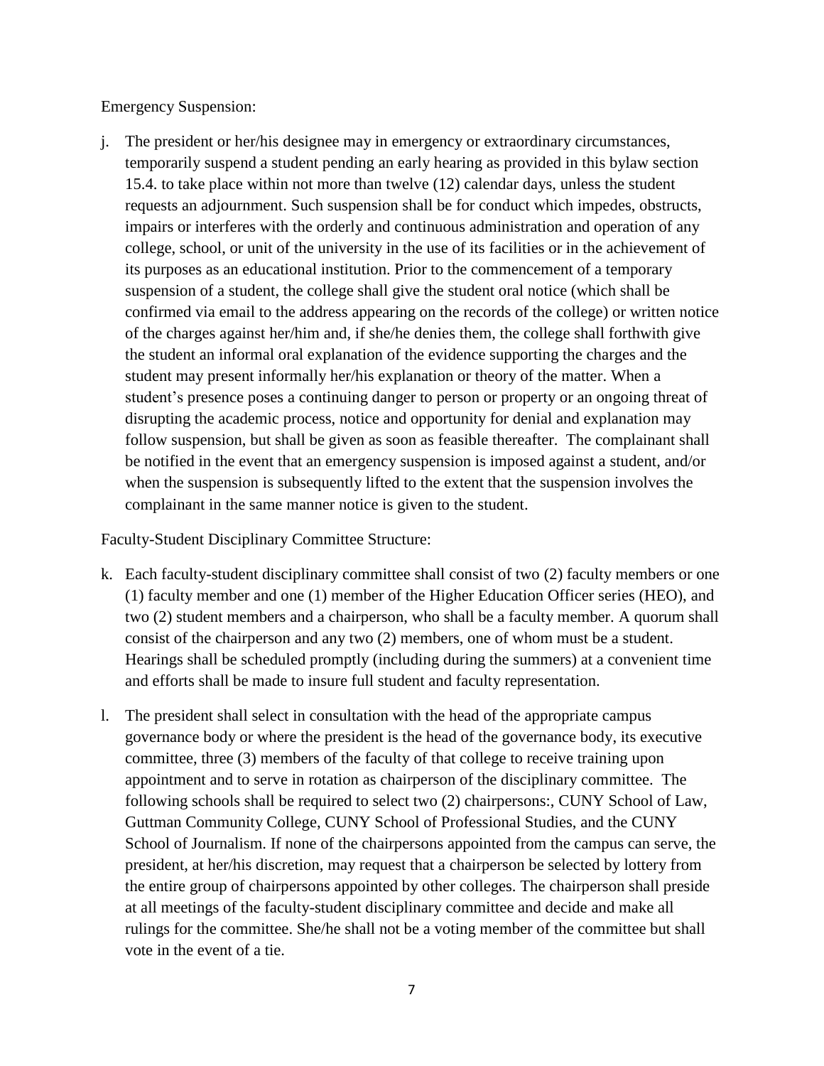Emergency Suspension:

j. The president or her/his designee may in emergency or extraordinary circumstances, temporarily suspend a student pending an early hearing as provided in this bylaw section 15.4. to take place within not more than twelve (12) calendar days, unless the student requests an adjournment. Such suspension shall be for conduct which impedes, obstructs, impairs or interferes with the orderly and continuous administration and operation of any college, school, or unit of the university in the use of its facilities or in the achievement of its purposes as an educational institution. Prior to the commencement of a temporary suspension of a student, the college shall give the student oral notice (which shall be confirmed via email to the address appearing on the records of the college) or written notice of the charges against her/him and, if she/he denies them, the college shall forthwith give the student an informal oral explanation of the evidence supporting the charges and the student may present informally her/his explanation or theory of the matter. When a student's presence poses a continuing danger to person or property or an ongoing threat of disrupting the academic process, notice and opportunity for denial and explanation may follow suspension, but shall be given as soon as feasible thereafter. The complainant shall be notified in the event that an emergency suspension is imposed against a student, and/or when the suspension is subsequently lifted to the extent that the suspension involves the complainant in the same manner notice is given to the student.

Faculty-Student Disciplinary Committee Structure:

k. Each faculty-student disciplinary committee shall consist of two (2) faculty members or one (1) faculty member and one (1) member of the Higher Education Officer series (HEO), and two (2) student members and a chairperson, who shall be a faculty member. A quorum shall consist of the chairperson and any two (2) members, one of whom must be a student. Hearings shall be scheduled promptly (including during the summers) at a convenient time and efforts shall be made to insure full student and faculty representation.

l. The president shall select in consultation with the head of the appropriate campus governance body or where the president is the head of the governance body, its executive committee, three (3) members of the faculty of that college to receive training upon appointment and to serve in rotation as chairperson of the disciplinary committee. The following schools shall be required to select two (2) chairpersons:, CUNY School of Law, Guttman Community College, CUNY School of Professional Studies, and the CUNY School of Journalism. If none of the chairpersons appointed from the campus can serve, the president, at her/his discretion, may request that a chairperson be selected by lottery from the entire group of chairpersons appointed by other colleges. The chairperson shall preside at all meetings of the faculty-student disciplinary committee and decide and make all rulings for the committee. She/he shall not be a voting member of the committee but shall vote in the event of a tie.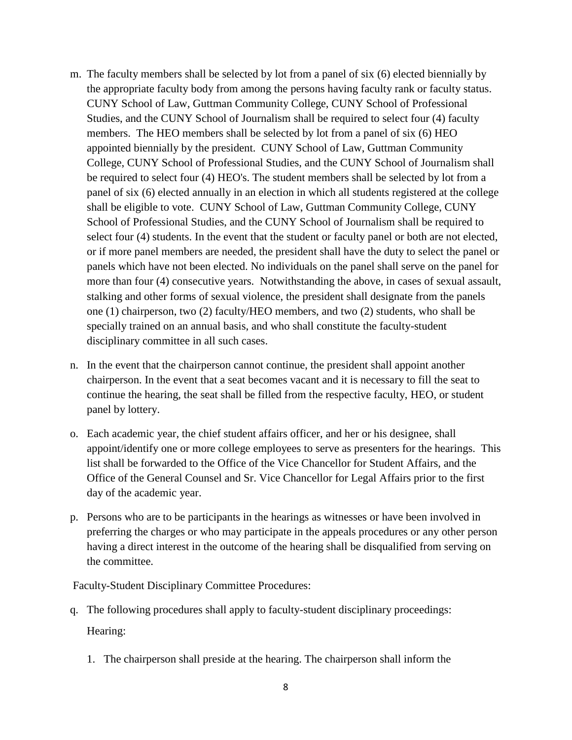m. The faculty members shall be selected by lot from a panel of six (6) elected biennially by the appropriate faculty body from among the persons having faculty rank or faculty status. CUNY School of Law, Guttman Community College, CUNY School of Professional Studies, and the CUNY School of Journalism shall be required to select four (4) faculty members. The HEO members shall be selected by lot from a panel of six (6) HEO appointed biennially by the president. CUNY School of Law, Guttman Community College, CUNY School of Professional Studies, and the CUNY School of Journalism shall be required to select four (4) HEO's. The student members shall be selected by lot from a panel of six (6) elected annually in an election in which all students registered at the college shall be eligible to vote. CUNY School of Law, Guttman Community College, CUNY School of Professional Studies, and the CUNY School of Journalism shall be required to select four (4) students. In the event that the student or faculty panel or both are not elected, or if more panel members are needed, the president shall have the duty to select the panel or panels which have not been elected. No individuals on the panel shall serve on the panel for more than four (4) consecutive years. Notwithstanding the above, in cases of sexual assault, stalking and other forms of sexual violence, the president shall designate from the panels one (1) chairperson, two (2) faculty/HEO members, and two (2) students, who shall be specially trained on an annual basis, and who shall constitute the faculty-student disciplinary committee in all such cases.

n. In the event that the chairperson cannot continue, the president shall appoint another chairperson. In the event that a seat becomes vacant and it is necessary to fill the seat to continue the hearing, the seat shall be filled from the respective faculty, HEO, or student panel by lottery.

o. Each academic year, the chief student affairs officer, and her or his designee, shall appoint/identify one or more college employees to serve as presenters for the hearings. This list shall be forwarded to the Office of the Vice Chancellor for Student Affairs, and the Office of the General Counsel and Sr. Vice Chancellor for Legal Affairs prior to the first day of the academic year.

p. Persons who are to be participants in the hearings as witnesses or have been involved in preferring the charges or who may participate in the appeals procedures or any other person having a direct interest in the outcome of the hearing shall be disqualified from serving on the committee.

Faculty-Student Disciplinary Committee Procedures:

q. The following procedures shall apply to faculty-student disciplinary proceedings:

   Hearing:

   1. The chairperson shall preside at the hearing. The chairperson shall inform the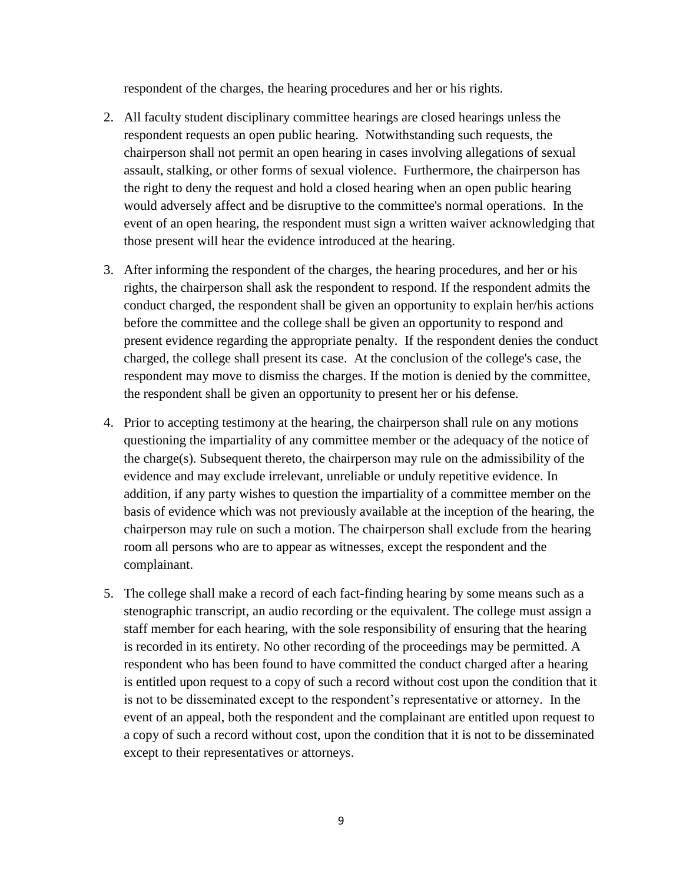respondent of the charges, the hearing procedures and her or his rights.

2. All faculty student disciplinary committee hearings are closed hearings unless the respondent requests an open public hearing. Notwithstanding such requests, the chairperson shall not permit an open hearing in cases involving allegations of sexual assault, stalking, or other forms of sexual violence. Furthermore, the chairperson has the right to deny the request and hold a closed hearing when an open public hearing would adversely affect and be disruptive to the committee's normal operations. In the event of an open hearing, the respondent must sign a written waiver acknowledging that those present will hear the evidence introduced at the hearing.

3. After informing the respondent of the charges, the hearing procedures, and her or his rights, the chairperson shall ask the respondent to respond. If the respondent admits the conduct charged, the respondent shall be given an opportunity to explain her/his actions before the committee and the college shall be given an opportunity to respond and present evidence regarding the appropriate penalty. If the respondent denies the conduct charged, the college shall present its case. At the conclusion of the college's case, the respondent may move to dismiss the charges. If the motion is denied by the committee, the respondent shall be given an opportunity to present her or his defense.

4. Prior to accepting testimony at the hearing, the chairperson shall rule on any motions questioning the impartiality of any committee member or the adequacy of the notice of the charge(s). Subsequent thereto, the chairperson may rule on the admissibility of the evidence and may exclude irrelevant, unreliable or unduly repetitive evidence. In addition, if any party wishes to question the impartiality of a committee member on the basis of evidence which was not previously available at the inception of the hearing, the chairperson may rule on such a motion. The chairperson shall exclude from the hearing room all persons who are to appear as witnesses, except the respondent and the complainant.

5. The college shall make a record of each fact-finding hearing by some means such as a stenographic transcript, an audio recording or the equivalent. The college must assign a staff member for each hearing, with the sole responsibility of ensuring that the hearing is recorded in its entirety. No other recording of the proceedings may be permitted. A respondent who has been found to have committed the conduct charged after a hearing is entitled upon request to a copy of such a record without cost upon the condition that it is not to be disseminated except to the respondent's representative or attorney. In the event of an appeal, both the respondent and the complainant are entitled upon request to a copy of such a record without cost, upon the condition that it is not to be disseminated except to their representatives or attorneys.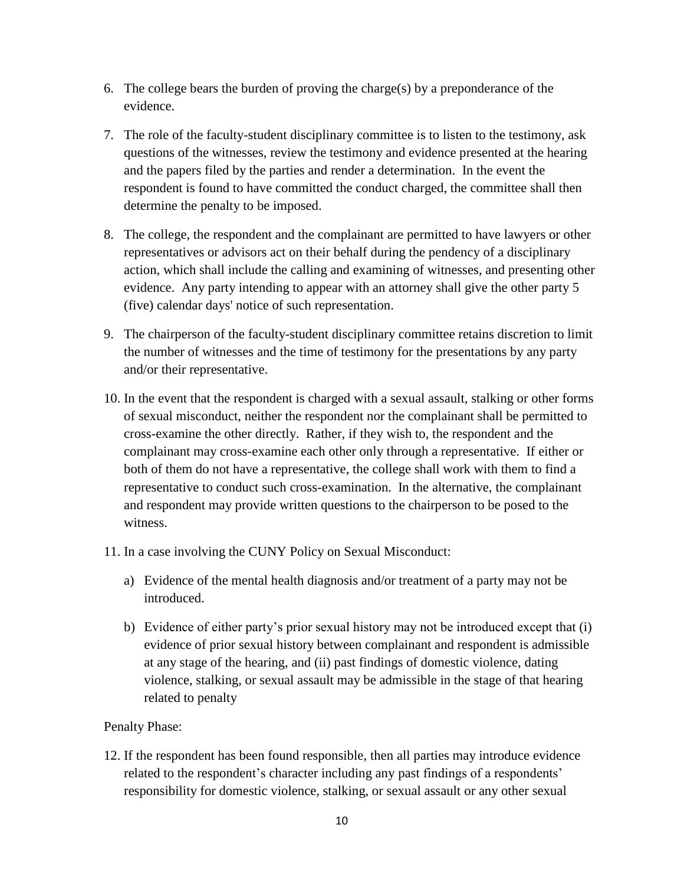6. The college bears the burden of proving the charge(s) by a preponderance of the evidence.

7. The role of the faculty-student disciplinary committee is to listen to the testimony, ask questions of the witnesses, review the testimony and evidence presented at the hearing and the papers filed by the parties and render a determination. In the event the respondent is found to have committed the conduct charged, the committee shall then determine the penalty to be imposed.

8. The college, the respondent and the complainant are permitted to have lawyers or other representatives or advisors act on their behalf during the pendency of a disciplinary action, which shall include the calling and examining of witnesses, and presenting other evidence. Any party intending to appear with an attorney shall give the other party 5 (five) calendar days' notice of such representation.

9. The chairperson of the faculty-student disciplinary committee retains discretion to limit the number of witnesses and the time of testimony for the presentations by any party and/or their representative.

10. In the event that the respondent is charged with a sexual assault, stalking or other forms of sexual misconduct, neither the respondent nor the complainant shall be permitted to cross-examine the other directly. Rather, if they wish to, the respondent and the complainant may cross-examine each other only through a representative. If either or both of them do not have a representative, the college shall work with them to find a representative to conduct such cross-examination. In the alternative, the complainant and respondent may provide written questions to the chairperson to be posed to the witness.

11. In a case involving the CUNY Policy on Sexual Misconduct:

    a) Evidence of the mental health diagnosis and/or treatment of a party may not be introduced.

    b) Evidence of either party's prior sexual history may not be introduced except that (i) evidence of prior sexual history between complainant and respondent is admissible at any stage of the hearing, and (ii) past findings of domestic violence, dating violence, stalking, or sexual assault may be admissible in the stage of that hearing related to penalty

Penalty Phase:

12. If the respondent has been found responsible, then all parties may introduce evidence related to the respondent's character including any past findings of a respondents' responsibility for domestic violence, stalking, or sexual assault or any other sexual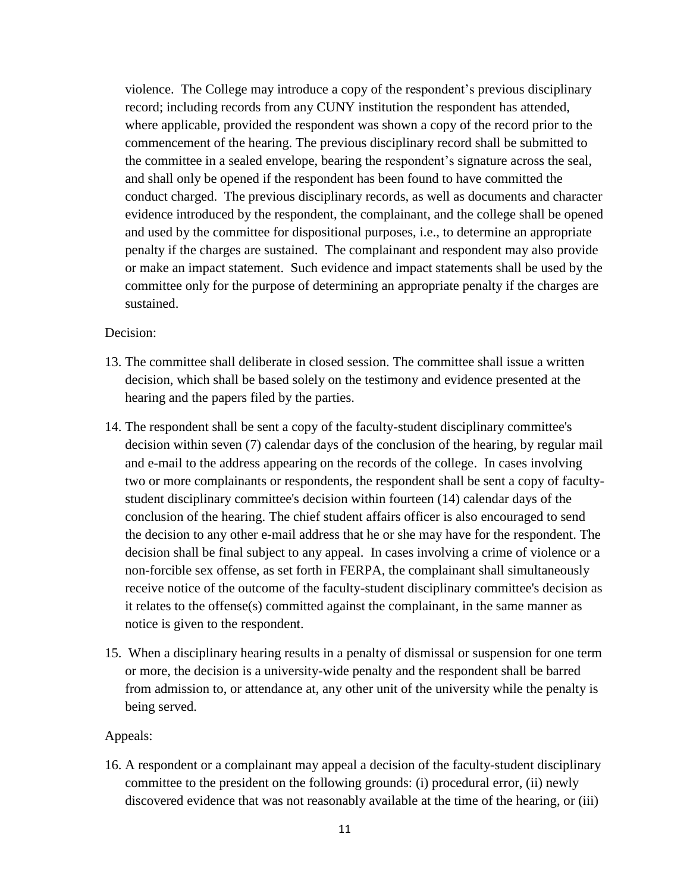violence. The College may introduce a copy of the respondent's previous disciplinary record; including records from any CUNY institution the respondent has attended, where applicable, provided the respondent was shown a copy of the record prior to the commencement of the hearing. The previous disciplinary record shall be submitted to the committee in a sealed envelope, bearing the respondent's signature across the seal, and shall only be opened if the respondent has been found to have committed the conduct charged. The previous disciplinary records, as well as documents and character evidence introduced by the respondent, the complainant, and the college shall be opened and used by the committee for dispositional purposes, i.e., to determine an appropriate penalty if the charges are sustained. The complainant and respondent may also provide or make an impact statement. Such evidence and impact statements shall be used by the committee only for the purpose of determining an appropriate penalty if the charges are sustained.

Decision:

13. The committee shall deliberate in closed session. The committee shall issue a written decision, which shall be based solely on the testimony and evidence presented at the hearing and the papers filed by the parties.

14. The respondent shall be sent a copy of the faculty-student disciplinary committee's decision within seven (7) calendar days of the conclusion of the hearing, by regular mail and e-mail to the address appearing on the records of the college. In cases involving two or more complainants or respondents, the respondent shall be sent a copy of faculty-student disciplinary committee's decision within fourteen (14) calendar days of the conclusion of the hearing. The chief student affairs officer is also encouraged to send the decision to any other e-mail address that he or she may have for the respondent. The decision shall be final subject to any appeal. In cases involving a crime of violence or a non-forcible sex offense, as set forth in FERPA, the complainant shall simultaneously receive notice of the outcome of the faculty-student disciplinary committee's decision as it relates to the offense(s) committed against the complainant, in the same manner as notice is given to the respondent.

15. When a disciplinary hearing results in a penalty of dismissal or suspension for one term or more, the decision is a university-wide penalty and the respondent shall be barred from admission to, or attendance at, any other unit of the university while the penalty is being served.

Appeals:

16. A respondent or a complainant may appeal a decision of the faculty-student disciplinary committee to the president on the following grounds: (i) procedural error, (ii) newly discovered evidence that was not reasonably available at the time of the hearing, or (iii)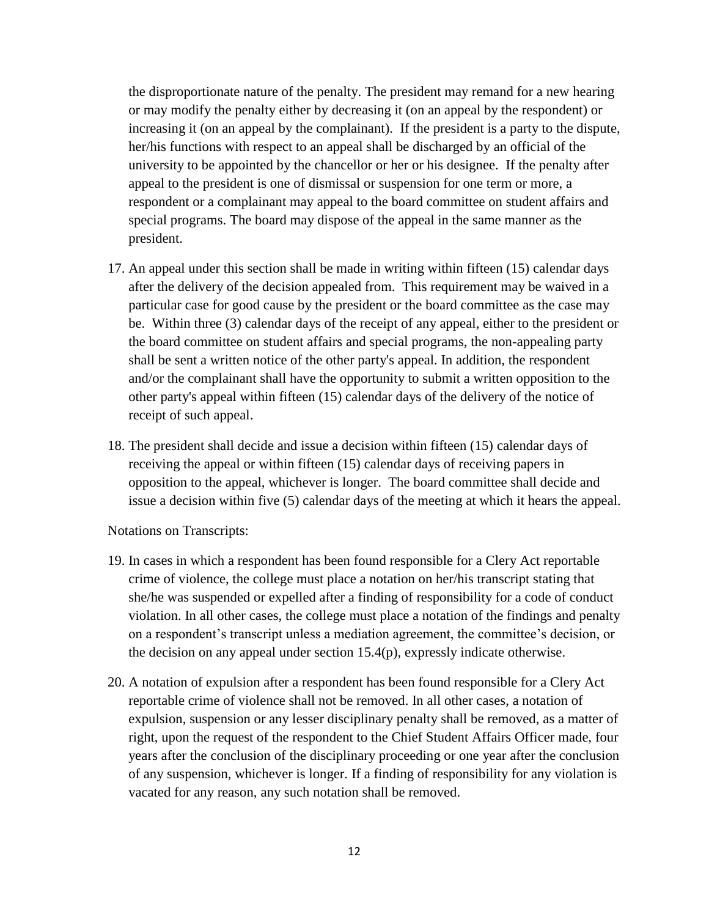the disproportionate nature of the penalty. The president may remand for a new hearing or may modify the penalty either by decreasing it (on an appeal by the respondent) or increasing it (on an appeal by the complainant). If the president is a party to the dispute, her/his functions with respect to an appeal shall be discharged by an official of the university to be appointed by the chancellor or her or his designee. If the penalty after appeal to the president is one of dismissal or suspension for one term or more, a respondent or a complainant may appeal to the board committee on student affairs and special programs. The board may dispose of the appeal in the same manner as the president.

17. An appeal under this section shall be made in writing within fifteen (15) calendar days after the delivery of the decision appealed from. This requirement may be waived in a particular case for good cause by the president or the board committee as the case may be. Within three (3) calendar days of the receipt of any appeal, either to the president or the board committee on student affairs and special programs, the non-appealing party shall be sent a written notice of the other party's appeal. In addition, the respondent and/or the complainant shall have the opportunity to submit a written opposition to the other party's appeal within fifteen (15) calendar days of the delivery of the notice of receipt of such appeal.

18. The president shall decide and issue a decision within fifteen (15) calendar days of receiving the appeal or within fifteen (15) calendar days of receiving papers in opposition to the appeal, whichever is longer. The board committee shall decide and issue a decision within five (5) calendar days of the meeting at which it hears the appeal.

Notations on Transcripts:

19. In cases in which a respondent has been found responsible for a Clery Act reportable crime of violence, the college must place a notation on her/his transcript stating that she/he was suspended or expelled after a finding of responsibility for a code of conduct violation. In all other cases, the college must place a notation of the findings and penalty on a respondent's transcript unless a mediation agreement, the committee's decision, or the decision on any appeal under section 15.4(p), expressly indicate otherwise.

20. A notation of expulsion after a respondent has been found responsible for a Clery Act reportable crime of violence shall not be removed. In all other cases, a notation of expulsion, suspension or any lesser disciplinary penalty shall be removed, as a matter of right, upon the request of the respondent to the Chief Student Affairs Officer made, four years after the conclusion of the disciplinary proceeding or one year after the conclusion of any suspension, whichever is longer. If a finding of responsibility for any violation is vacated for any reason, any such notation shall be removed.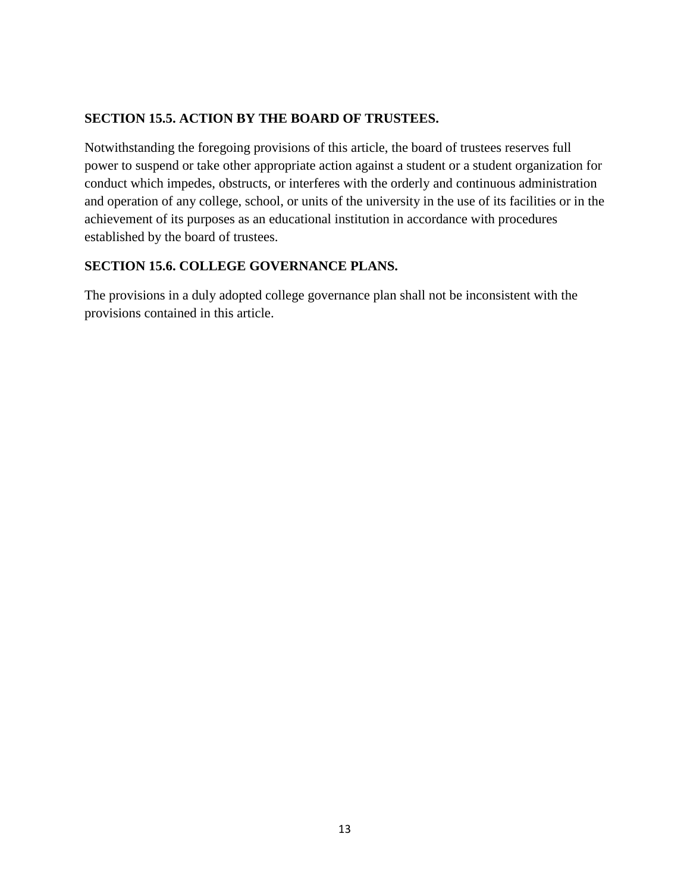**SECTION 15.5. ACTION BY THE BOARD OF TRUSTEES.**

Notwithstanding the foregoing provisions of this article, the board of trustees reserves full power to suspend or take other appropriate action against a student or a student organization for conduct which impedes, obstructs, or interferes with the orderly and continuous administration and operation of any college, school, or units of the university in the use of its facilities or in the achievement of its purposes as an educational institution in accordance with procedures established by the board of trustees.

**SECTION 15.6. COLLEGE GOVERNANCE PLANS.**

The provisions in a duly adopted college governance plan shall not be inconsistent with the provisions contained in this article.